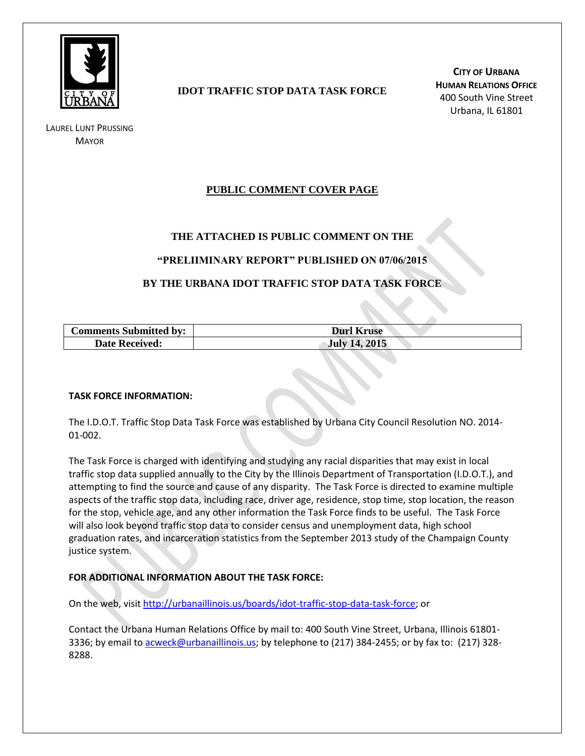CITY OF URBANA

LAUREL LUNT PRUSSING
MAYOR

**IDOT TRAFFIC STOP DATA TASK FORCE**

**CITY OF URBANA**
**HUMAN RELATIONS OFFICE**
400 South Vine Street
Urbana, IL 61801

## PUBLIC COMMENT COVER PAGE

**THE ATTACHED IS PUBLIC COMMENT ON THE**

**"PRELIIMINARY REPORT" PUBLISHED ON 07/06/2015**

**BY THE URBANA IDOT TRAFFIC STOP DATA TASK FORCE**

| **Comments Submitted by:** | **Durl Kruse** |
|---|---|
| **Date Received:** | **July 14, 2015** |

**TASK FORCE INFORMATION:**

The I.D.O.T. Traffic Stop Data Task Force was established by Urbana City Council Resolution NO. 2014-01-002.

The Task Force is charged with identifying and studying any racial disparities that may exist in local traffic stop data supplied annually to the City by the Illinois Department of Transportation (I.D.O.T.), and attempting to find the source and cause of any disparity. The Task Force is directed to examine multiple aspects of the traffic stop data, including race, driver age, residence, stop time, stop location, the reason for the stop, vehicle age, and any other information the Task Force finds to be useful. The Task Force will also look beyond traffic stop data to consider census and unemployment data, high school graduation rates, and incarceration statistics from the September 2013 study of the Champaign County justice system.

**FOR ADDITIONAL INFORMATION ABOUT THE TASK FORCE:**

On the web, visit http://urbanaillinois.us/boards/idot-traffic-stop-data-task-force; or

Contact the Urbana Human Relations Office by mail to: 400 South Vine Street, Urbana, Illinois 61801-3336; by email to acweck@urbanaillinois.us; by telephone to (217) 384-2455; or by fax to: (217) 328-8288.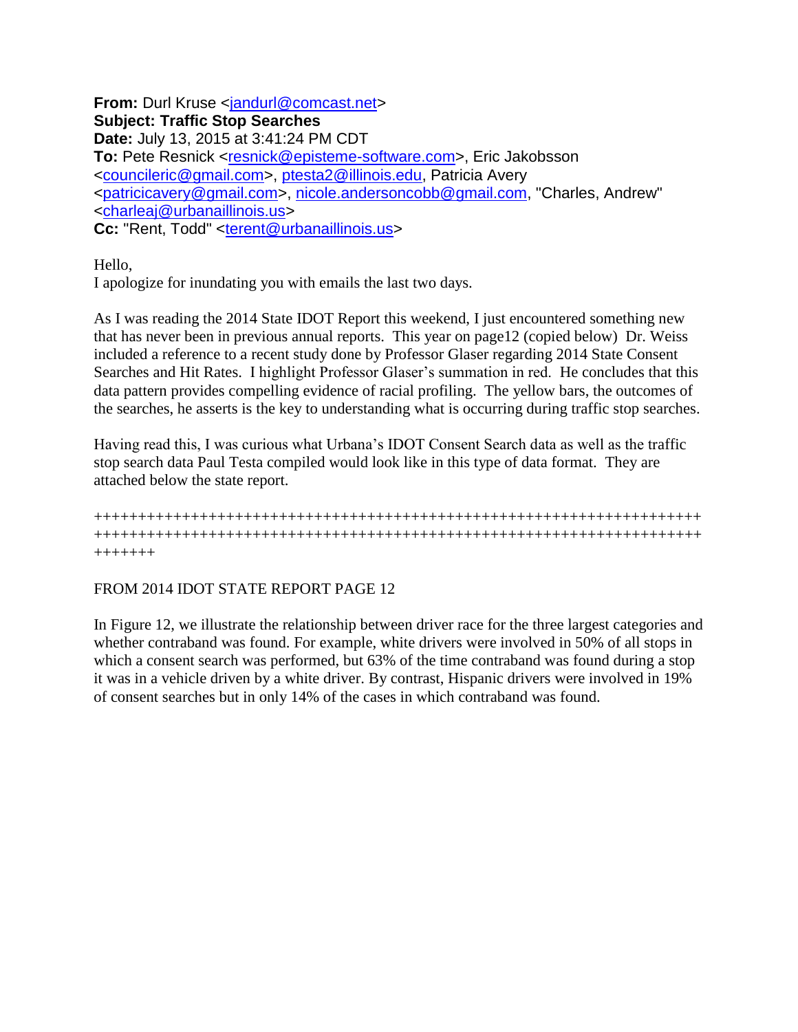**From:** Durl Kruse <jandurl@comcast.net>
**Subject: Traffic Stop Searches**
**Date:** July 13, 2015 at 3:41:24 PM CDT
**To:** Pete Resnick <resnick@episteme-software.com>, Eric Jakobsson <councileric@gmail.com>, ptesta2@illinois.edu, Patricia Avery <patricicavery@gmail.com>, nicole.andersoncobb@gmail.com, "Charles, Andrew" <charleaj@urbanaillinois.us>
**Cc:** "Rent, Todd" <terent@urbanaillinois.us>

Hello,
I apologize for inundating you with emails the last two days.

As I was reading the 2014 State IDOT Report this weekend, I just encountered something new that has never been in previous annual reports. This year on page12 (copied below) Dr. Weiss included a reference to a recent study done by Professor Glaser regarding 2014 State Consent Searches and Hit Rates. I highlight Professor Glaser's summation in red. He concludes that this data pattern provides compelling evidence of racial profiling. The yellow bars, the outcomes of the searches, he asserts is the key to understanding what is occurring during traffic stop searches.

Having read this, I was curious what Urbana's IDOT Consent Search data as well as the traffic stop search data Paul Testa compiled would look like in this type of data format. They are attached below the state report.

++++++++++++++++++++++++++++++++++++++++++++++++++++++++++++++++++++++++++++++++++++++++++++++++++++++++++++++++++++++++++++++++++++++++++++++++++++++

FROM 2014 IDOT STATE REPORT PAGE 12

In Figure 12, we illustrate the relationship between driver race for the three largest categories and whether contraband was found. For example, white drivers were involved in 50% of all stops in which a consent search was performed, but 63% of the time contraband was found during a stop it was in a vehicle driven by a white driver. By contrast, Hispanic drivers were involved in 19% of consent searches but in only 14% of the cases in which contraband was found.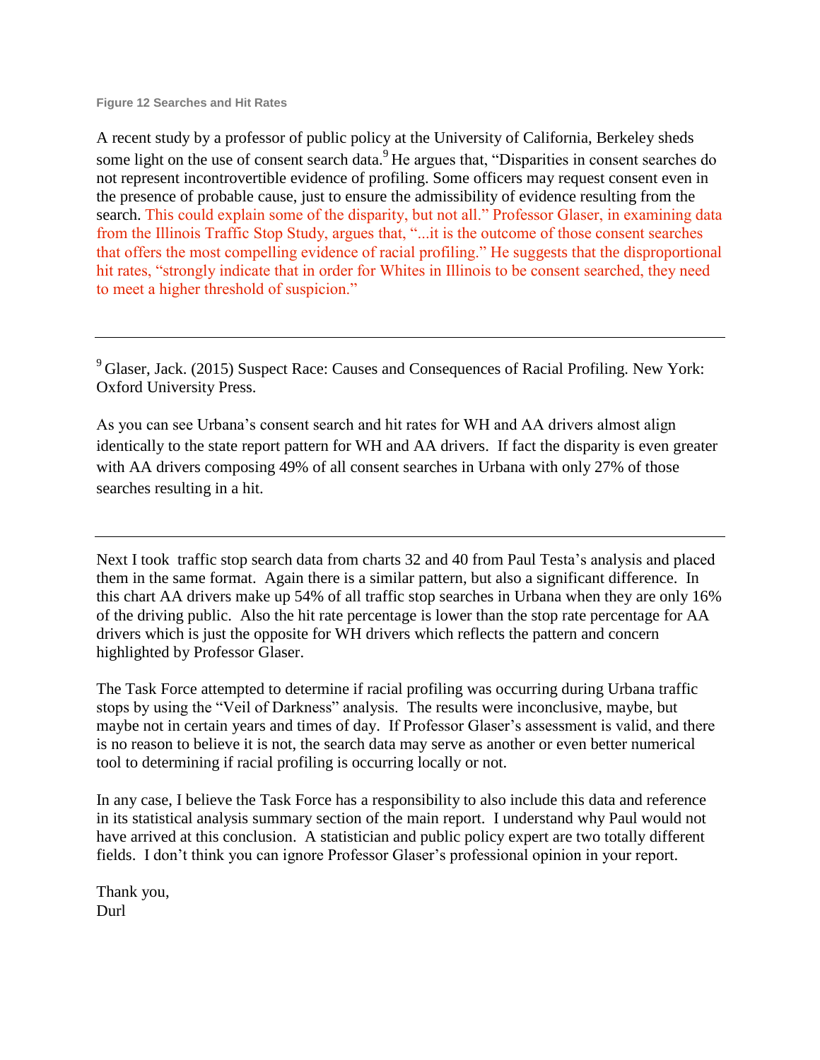**Figure 12 Searches and Hit Rates**

A recent study by a professor of public policy at the University of California, Berkeley sheds some light on the use of consent search data.[9] He argues that, "Disparities in consent searches do not represent incontrovertible evidence of profiling. Some officers may request consent even in the presence of probable cause, just to ensure the admissibility of evidence resulting from the search. This could explain some of the disparity, but not all." Professor Glaser, in examining data from the Illinois Traffic Stop Study, argues that, "...it is the outcome of those consent searches that offers the most compelling evidence of racial profiling." He suggests that the disproportional hit rates, "strongly indicate that in order for Whites in Illinois to be consent searched, they need to meet a higher threshold of suspicion."

---

[9] Glaser, Jack. (2015) Suspect Race: Causes and Consequences of Racial Profiling. New York: Oxford University Press.

As you can see Urbana's consent search and hit rates for WH and AA drivers almost align identically to the state report pattern for WH and AA drivers. If fact the disparity is even greater with AA drivers composing 49% of all consent searches in Urbana with only 27% of those searches resulting in a hit.

---

Next I took traffic stop search data from charts 32 and 40 from Paul Testa's analysis and placed them in the same format. Again there is a similar pattern, but also a significant difference. In this chart AA drivers make up 54% of all traffic stop searches in Urbana when they are only 16% of the driving public. Also the hit rate percentage is lower than the stop rate percentage for AA drivers which is just the opposite for WH drivers which reflects the pattern and concern highlighted by Professor Glaser.

The Task Force attempted to determine if racial profiling was occurring during Urbana traffic stops by using the "Veil of Darkness" analysis. The results were inconclusive, maybe, but maybe not in certain years and times of day. If Professor Glaser's assessment is valid, and there is no reason to believe it is not, the search data may serve as another or even better numerical tool to determining if racial profiling is occurring locally or not.

In any case, I believe the Task Force has a responsibility to also include this data and reference in its statistical analysis summary section of the main report. I understand why Paul would not have arrived at this conclusion. A statistician and public policy expert are two totally different fields. I don't think you can ignore Professor Glaser's professional opinion in your report.

Thank you,
Durl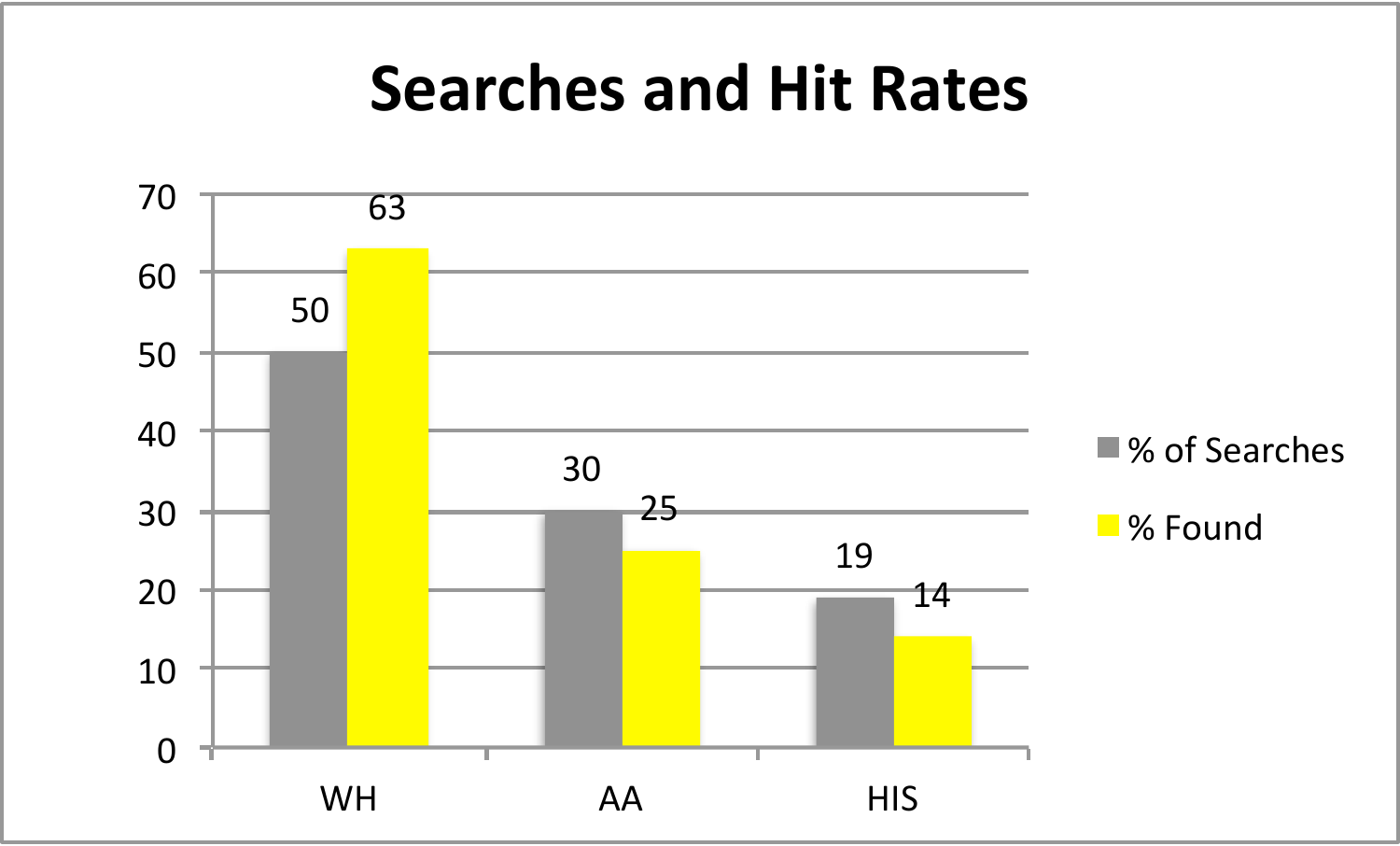# Searches and Hit Rates

| | % of Searches | % Found |
|---|---|---|
| WH | 50 | 63 |
| AA | 30 | 25 |
| HIS | 19 | 14 |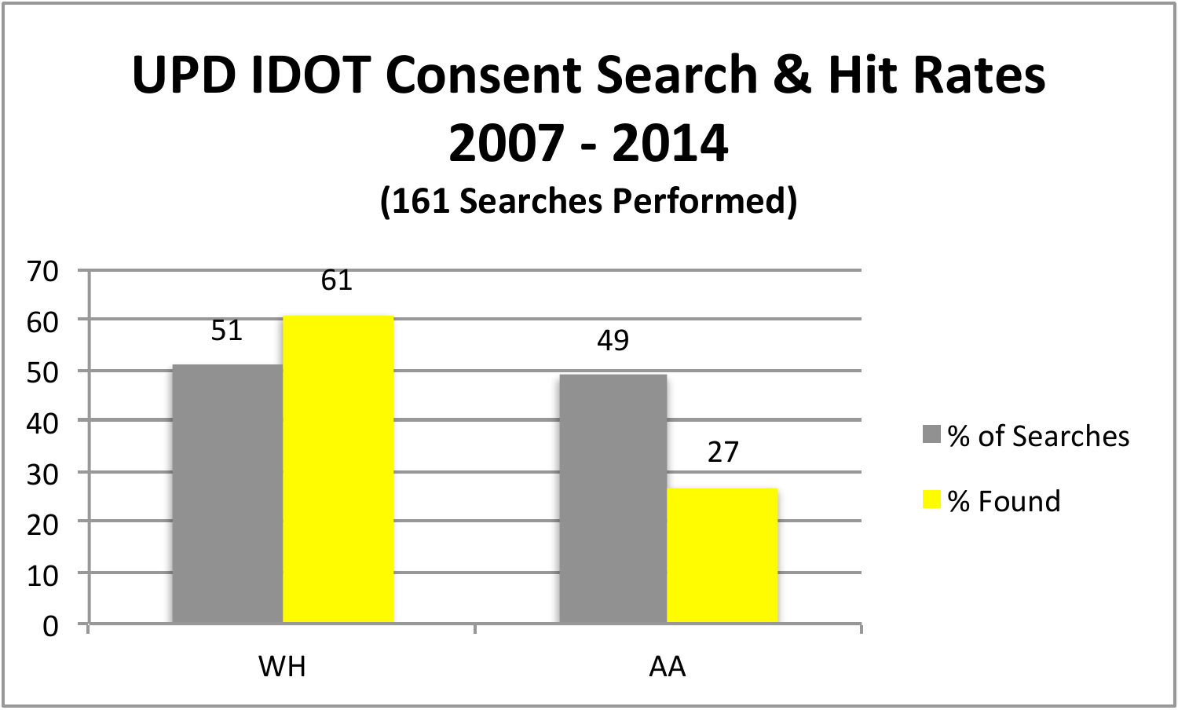# UPD IDOT Consent Search & Hit Rates 2007 - 2014

### (161 Searches Performed)

| | % of Searches | % Found |
|---|---|---|
| WH | 51 | 61 |
| AA | 49 | 27 |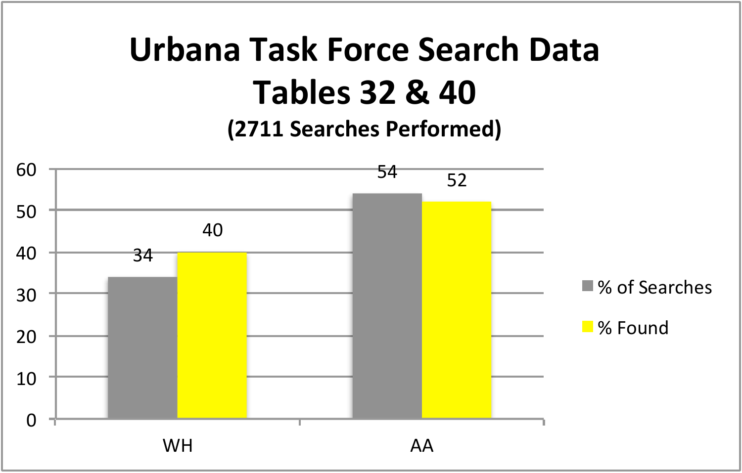Urbana Task Force Search Data
Tables 32 & 40
(2711 Searches Performed)

60
50
40
30
20
10
0

34
40
54
52

WH
AA

% of Searches
% Found